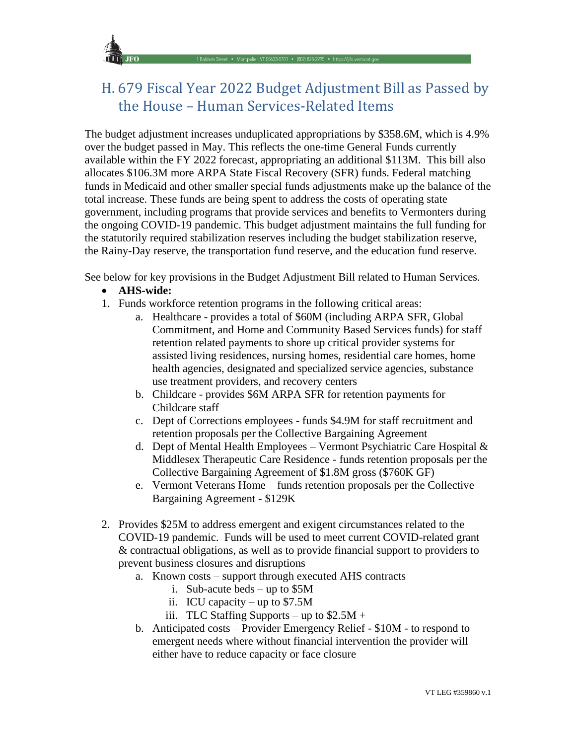# H. 679 Fiscal Year 2022 Budget Adjustment Bill as Passed by the House – Human Services-Related Items

The budget adjustment increases unduplicated appropriations by $358.6M, which is 4.9% over the budget passed in May. This reflects the one-time General Funds currently available within the FY 2022 forecast, appropriating an additional $113M. This bill also allocates $106.3M more ARPA State Fiscal Recovery (SFR) funds. Federal matching funds in Medicaid and other smaller special funds adjustments make up the balance of the total increase. These funds are being spent to address the costs of operating state government, including programs that provide services and benefits to Vermonters during the ongoing COVID-19 pandemic. This budget adjustment maintains the full funding for the statutorily required stabilization reserves including the budget stabilization reserve, the Rainy-Day reserve, the transportation fund reserve, and the education fund reserve.

See below for key provisions in the Budget Adjustment Bill related to Human Services.

- **AHS-wide:**

1. Funds workforce retention programs in the following critical areas:
   a. Healthcare - provides a total of $60M (including ARPA SFR, Global Commitment, and Home and Community Based Services funds) for staff retention related payments to shore up critical provider systems for assisted living residences, nursing homes, residential care homes, home health agencies, designated and specialized service agencies, substance use treatment providers, and recovery centers
   b. Childcare - provides $6M ARPA SFR for retention payments for Childcare staff
   c. Dept of Corrections employees - funds $4.9M for staff recruitment and retention proposals per the Collective Bargaining Agreement
   d. Dept of Mental Health Employees – Vermont Psychiatric Care Hospital & Middlesex Therapeutic Care Residence - funds retention proposals per the Collective Bargaining Agreement of $1.8M gross ($760K GF)
   e. Vermont Veterans Home – funds retention proposals per the Collective Bargaining Agreement - $129K

2. Provides $25M to address emergent and exigent circumstances related to the COVID-19 pandemic. Funds will be used to meet current COVID-related grant & contractual obligations, as well as to provide financial support to providers to prevent business closures and disruptions
   a. Known costs – support through executed AHS contracts
      i. Sub-acute beds – up to $5M
      ii. ICU capacity – up to $7.5M
      iii. TLC Staffing Supports – up to $2.5M +
   b. Anticipated costs – Provider Emergency Relief - $10M - to respond to emergent needs where without financial intervention the provider will either have to reduce capacity or face closure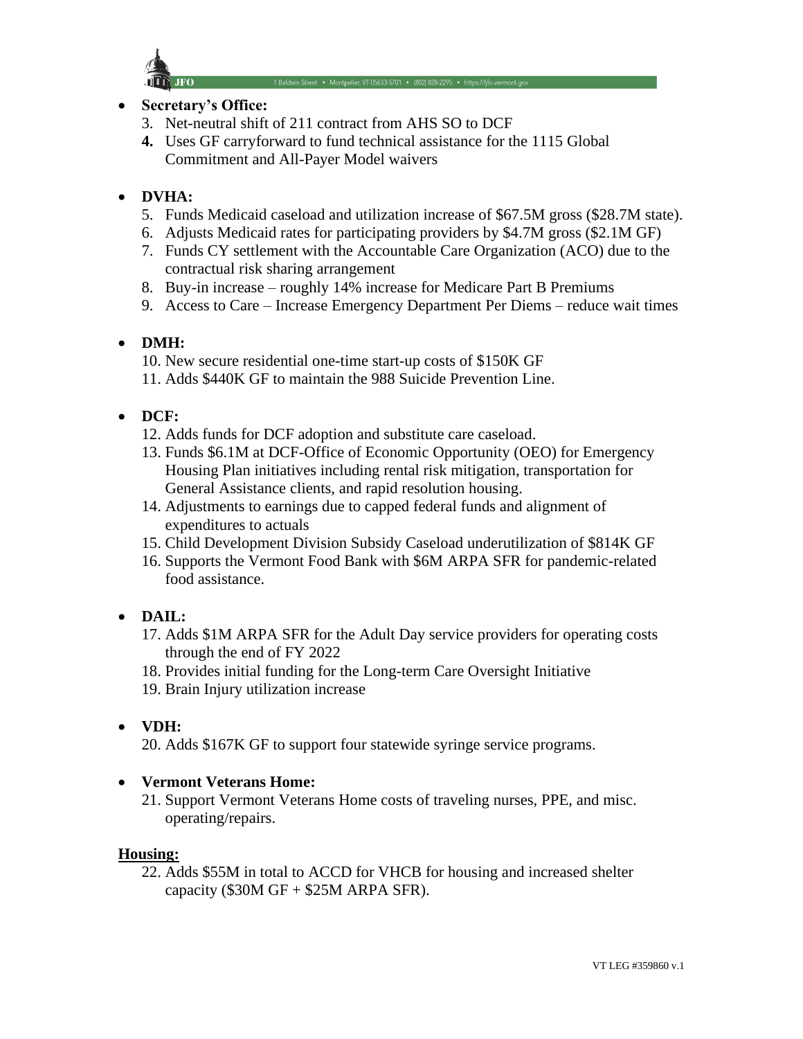- **Secretary's Office:**
  3. Net-neutral shift of 211 contract from AHS SO to DCF
  4. Uses GF carryforward to fund technical assistance for the 1115 Global Commitment and All-Payer Model waivers

- **DVHA:**
  5. Funds Medicaid caseload and utilization increase of $67.5M gross ($28.7M state).
  6. Adjusts Medicaid rates for participating providers by $4.7M gross ($2.1M GF)
  7. Funds CY settlement with the Accountable Care Organization (ACO) due to the contractual risk sharing arrangement
  8. Buy-in increase – roughly 14% increase for Medicare Part B Premiums
  9. Access to Care – Increase Emergency Department Per Diems – reduce wait times

- **DMH:**
  10. New secure residential one-time start-up costs of $150K GF
  11. Adds $440K GF to maintain the 988 Suicide Prevention Line.

- **DCF:**
  12. Adds funds for DCF adoption and substitute care caseload.
  13. Funds $6.1M at DCF-Office of Economic Opportunity (OEO) for Emergency Housing Plan initiatives including rental risk mitigation, transportation for General Assistance clients, and rapid resolution housing.
  14. Adjustments to earnings due to capped federal funds and alignment of expenditures to actuals
  15. Child Development Division Subsidy Caseload underutilization of $814K GF
  16. Supports the Vermont Food Bank with $6M ARPA SFR for pandemic-related food assistance.

- **DAIL:**
  17. Adds $1M ARPA SFR for the Adult Day service providers for operating costs through the end of FY 2022
  18. Provides initial funding for the Long-term Care Oversight Initiative
  19. Brain Injury utilization increase

- **VDH:**
  20. Adds $167K GF to support four statewide syringe service programs.

- **Vermont Veterans Home:**
  21. Support Vermont Veterans Home costs of traveling nurses, PPE, and misc. operating/repairs.

<u>**Housing:**</u>

22. Adds $55M in total to ACCD for VHCB for housing and increased shelter capacity ($30M GF + $25M ARPA SFR).